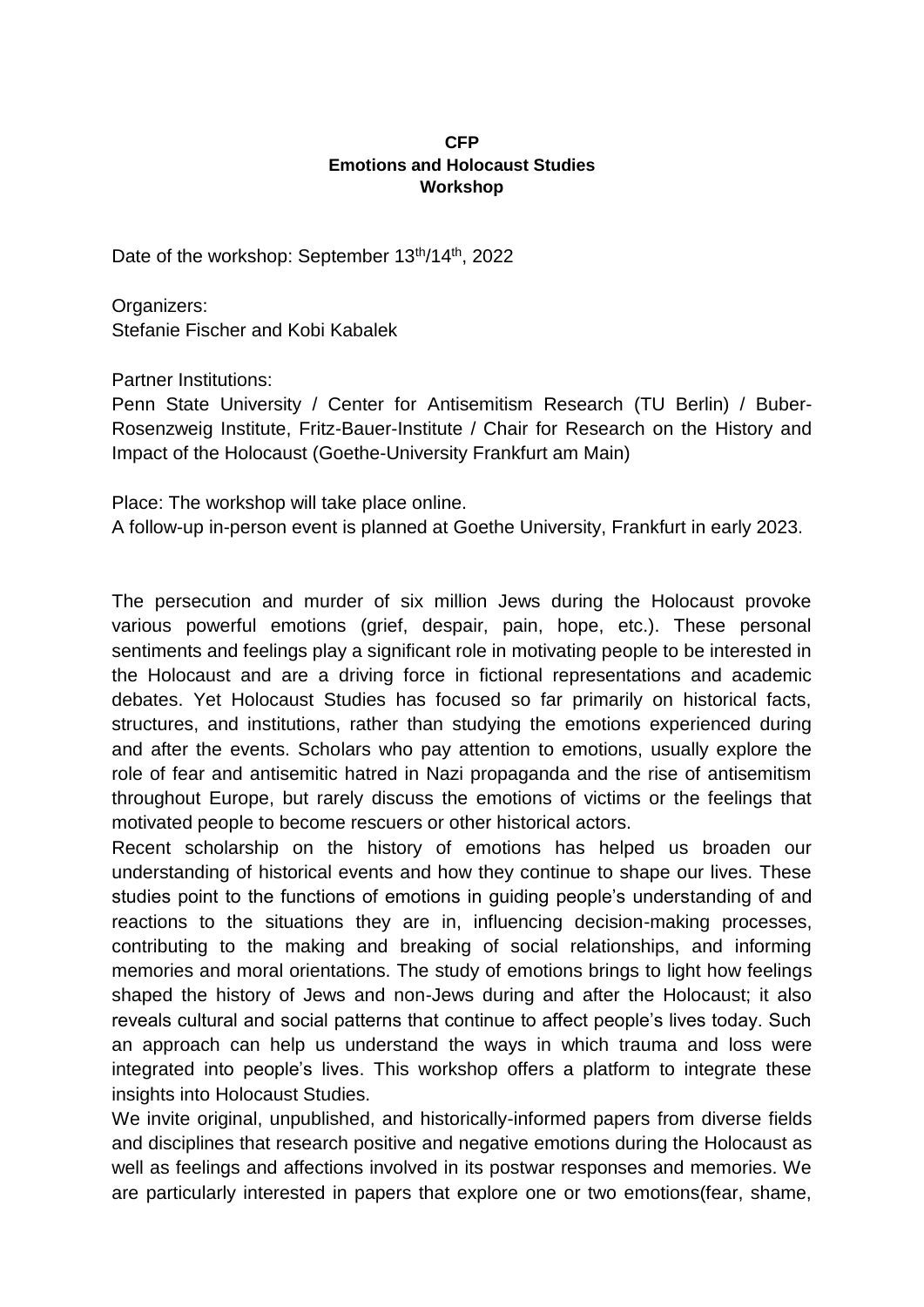**CFP**
**Emotions and Holocaust Studies**
**Workshop**

Date of the workshop: September 13th/14th, 2022

Organizers:
Stefanie Fischer and Kobi Kabalek

Partner Institutions:
Penn State University / Center for Antisemitism Research (TU Berlin) / Buber-Rosenzweig Institute, Fritz-Bauer-Institute / Chair for Research on the History and Impact of the Holocaust (Goethe-University Frankfurt am Main)

Place: The workshop will take place online.
A follow-up in-person event is planned at Goethe University, Frankfurt in early 2023.

The persecution and murder of six million Jews during the Holocaust provoke various powerful emotions (grief, despair, pain, hope, etc.). These personal sentiments and feelings play a significant role in motivating people to be interested in the Holocaust and are a driving force in fictional representations and academic debates. Yet Holocaust Studies has focused so far primarily on historical facts, structures, and institutions, rather than studying the emotions experienced during and after the events. Scholars who pay attention to emotions, usually explore the role of fear and antisemitic hatred in Nazi propaganda and the rise of antisemitism throughout Europe, but rarely discuss the emotions of victims or the feelings that motivated people to become rescuers or other historical actors.

Recent scholarship on the history of emotions has helped us broaden our understanding of historical events and how they continue to shape our lives. These studies point to the functions of emotions in guiding people's understanding of and reactions to the situations they are in, influencing decision-making processes, contributing to the making and breaking of social relationships, and informing memories and moral orientations. The study of emotions brings to light how feelings shaped the history of Jews and non-Jews during and after the Holocaust; it also reveals cultural and social patterns that continue to affect people's lives today. Such an approach can help us understand the ways in which trauma and loss were integrated into people's lives. This workshop offers a platform to integrate these insights into Holocaust Studies.

We invite original, unpublished, and historically-informed papers from diverse fields and disciplines that research positive and negative emotions during the Holocaust as well as feelings and affections involved in its postwar responses and memories. We are particularly interested in papers that explore one or two emotions(fear, shame,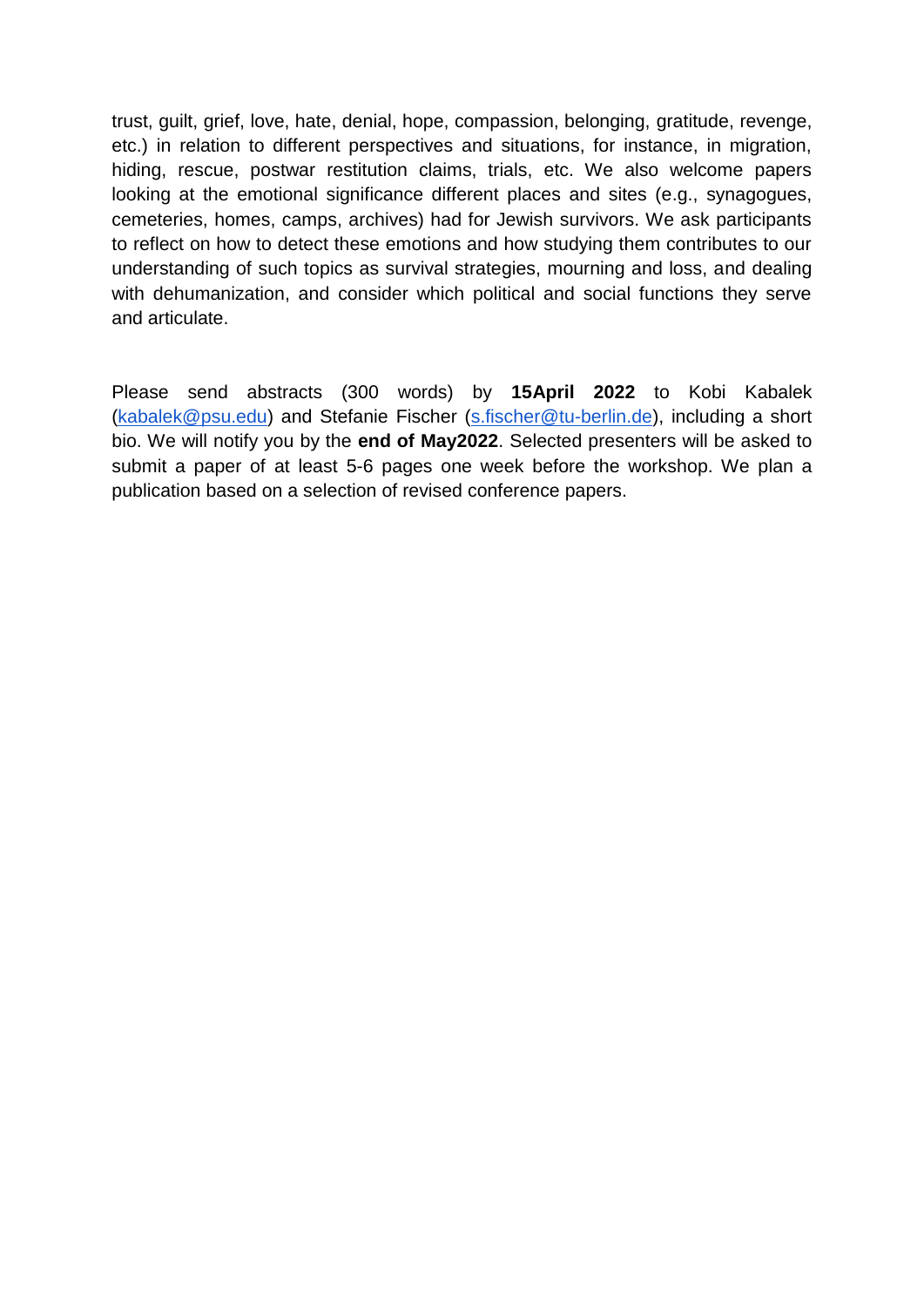trust, guilt, grief, love, hate, denial, hope, compassion, belonging, gratitude, revenge, etc.) in relation to different perspectives and situations, for instance, in migration, hiding, rescue, postwar restitution claims, trials, etc. We also welcome papers looking at the emotional significance different places and sites (e.g., synagogues, cemeteries, homes, camps, archives) had for Jewish survivors. We ask participants to reflect on how to detect these emotions and how studying them contributes to our understanding of such topics as survival strategies, mourning and loss, and dealing with dehumanization, and consider which political and social functions they serve and articulate.

Please send abstracts (300 words) by **15April 2022** to Kobi Kabalek ([kabalek@psu.edu](mailto:kabalek@psu.edu)) and Stefanie Fischer ([s.fischer@tu-berlin.de](mailto:s.fischer@tu-berlin.de)), including a short bio. We will notify you by the **end of May2022**. Selected presenters will be asked to submit a paper of at least 5-6 pages one week before the workshop. We plan a publication based on a selection of revised conference papers.